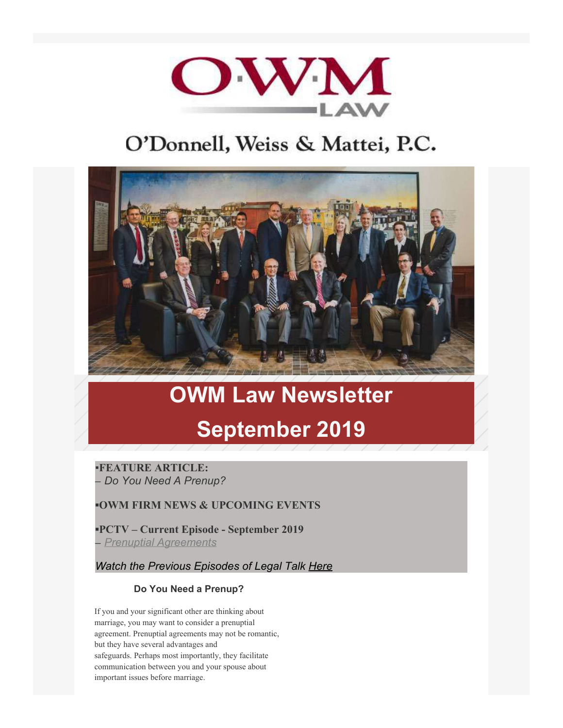# O'Donnell, Weiss & Mattei, P.C.

# OWM Law Newsletter

# September 2019

▪**FEATURE ARTICLE:**
– *Do You Need A Prenup?*

▪**OWM FIRM NEWS & UPCOMING EVENTS**

▪**PCTV – Current Episode - September 2019**
– *Prenuptial Agreements*

*Watch the Previous Episodes of Legal Talk Here*

### Do You Need a Prenup?

If you and your significant other are thinking about marriage, you may want to consider a prenuptial agreement. Prenuptial agreements may not be romantic, but they have several advantages and safeguards. Perhaps most importantly, they facilitate communication between you and your spouse about important issues before marriage.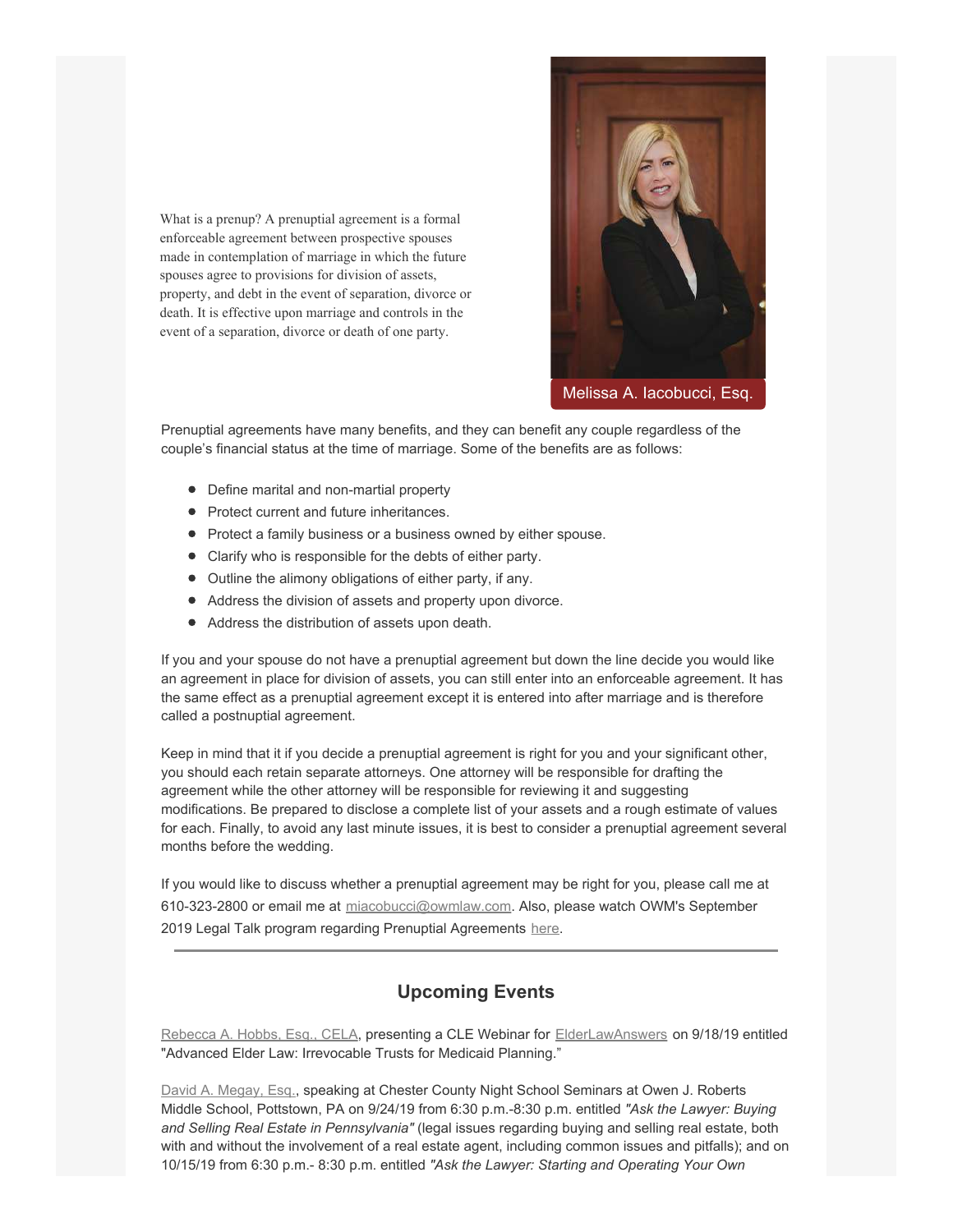What is a prenup? A prenuptial agreement is a formal enforceable agreement between prospective spouses made in contemplation of marriage in which the future spouses agree to provisions for division of assets, property, and debt in the event of separation, divorce or death. It is effective upon marriage and controls in the event of a separation, divorce or death of one party.

Melissa A. Iacobucci, Esq.

Prenuptial agreements have many benefits, and they can benefit any couple regardless of the couple's financial status at the time of marriage. Some of the benefits are as follows:

- Define marital and non-martial property
- Protect current and future inheritances.
- Protect a family business or a business owned by either spouse.
- Clarify who is responsible for the debts of either party.
- Outline the alimony obligations of either party, if any.
- Address the division of assets and property upon divorce.
- Address the distribution of assets upon death.

If you and your spouse do not have a prenuptial agreement but down the line decide you would like an agreement in place for division of assets, you can still enter into an enforceable agreement. It has the same effect as a prenuptial agreement except it is entered into after marriage and is therefore called a postnuptial agreement.

Keep in mind that it if you decide a prenuptial agreement is right for you and your significant other, you should each retain separate attorneys. One attorney will be responsible for drafting the agreement while the other attorney will be responsible for reviewing it and suggesting modifications. Be prepared to disclose a complete list of your assets and a rough estimate of values for each. Finally, to avoid any last minute issues, it is best to consider a prenuptial agreement several months before the wedding.

If you would like to discuss whether a prenuptial agreement may be right for you, please call me at 610-323-2800 or email me at miacobucci@owmlaw.com. Also, please watch OWM's September 2019 Legal Talk program regarding Prenuptial Agreements here.

---

## Upcoming Events

Rebecca A. Hobbs, Esq., CELA, presenting a CLE Webinar for ElderLawAnswers on 9/18/19 entitled "Advanced Elder Law: Irrevocable Trusts for Medicaid Planning."

David A. Megay, Esq., speaking at Chester County Night School Seminars at Owen J. Roberts Middle School, Pottstown, PA on 9/24/19 from 6:30 p.m.-8:30 p.m. entitled *"Ask the Lawyer: Buying and Selling Real Estate in Pennsylvania"* (legal issues regarding buying and selling real estate, both with and without the involvement of a real estate agent, including common issues and pitfalls); and on 10/15/19 from 6:30 p.m.- 8:30 p.m. entitled *"Ask the Lawyer: Starting and Operating Your Own*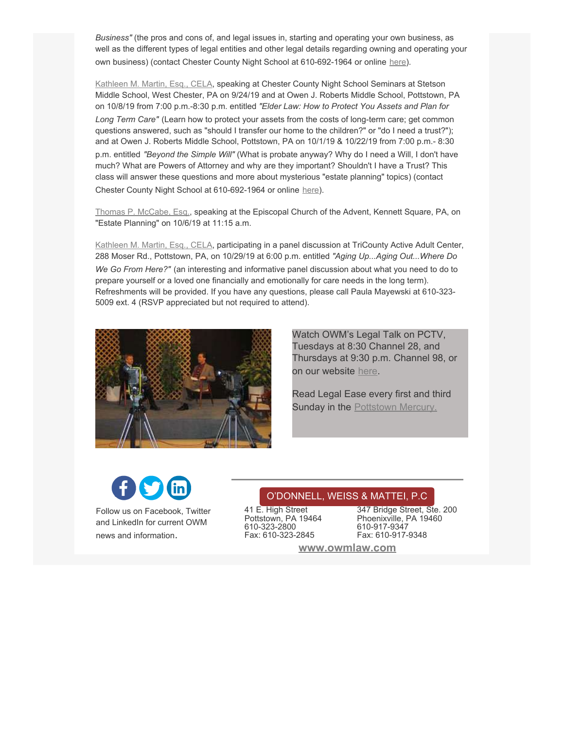*Business"* (the pros and cons of, and legal issues in, starting and operating your own business, as well as the different types of legal entities and other legal details regarding owning and operating your own business) (contact Chester County Night School at 610-692-1964 or online here).

Kathleen M. Martin, Esq., CELA, speaking at Chester County Night School Seminars at Stetson Middle School, West Chester, PA on 9/24/19 and at Owen J. Roberts Middle School, Pottstown, PA on 10/8/19 from 7:00 p.m.-8:30 p.m. entitled *"Elder Law: How to Protect You Assets and Plan for Long Term Care"* (Learn how to protect your assets from the costs of long-term care; get common questions answered, such as "should I transfer our home to the children?" or "do I need a trust?"); and at Owen J. Roberts Middle School, Pottstown, PA on 10/1/19 & 10/22/19 from 7:00 p.m.- 8:30 p.m. entitled *"Beyond the Simple Will"* (What is probate anyway? Why do I need a Will, I don't have much? What are Powers of Attorney and why are they important? Shouldn't I have a Trust? This class will answer these questions and more about mysterious "estate planning" topics) (contact Chester County Night School at 610-692-1964 or online here).

Thomas P. McCabe, Esq., speaking at the Episcopal Church of the Advent, Kennett Square, PA, on "Estate Planning" on 10/6/19 at 11:15 a.m.

Kathleen M. Martin, Esq., CELA, participating in a panel discussion at TriCounty Active Adult Center, 288 Moser Rd., Pottstown, PA, on 10/29/19 at 6:00 p.m. entitled *"Aging Up...Aging Out...Where Do We Go From Here?"* (an interesting and informative panel discussion about what you need to do to prepare yourself or a loved one financially and emotionally for care needs in the long term). Refreshments will be provided. If you have any questions, please call Paula Mayewski at 610-323-5009 ext. 4 (RSVP appreciated but not required to attend).

Watch OWM's Legal Talk on PCTV, Tuesdays at 8:30 Channel 28, and Thursdays at 9:30 p.m. Channel 98, or on our website here.

Read Legal Ease every first and third Sunday in the Pottstown Mercury.

Follow us on Facebook, Twitter and LinkedIn for current OWM news and information.

**O'DONNELL, WEISS & MATTEI, P.C**

41 E. High Street
Pottstown, PA 19464
610-323-2800
Fax: 610-323-2845

347 Bridge Street, Ste. 200
Phoenixville, PA 19460
610-917-9347
Fax: 610-917-9348

**www.owmlaw.com**